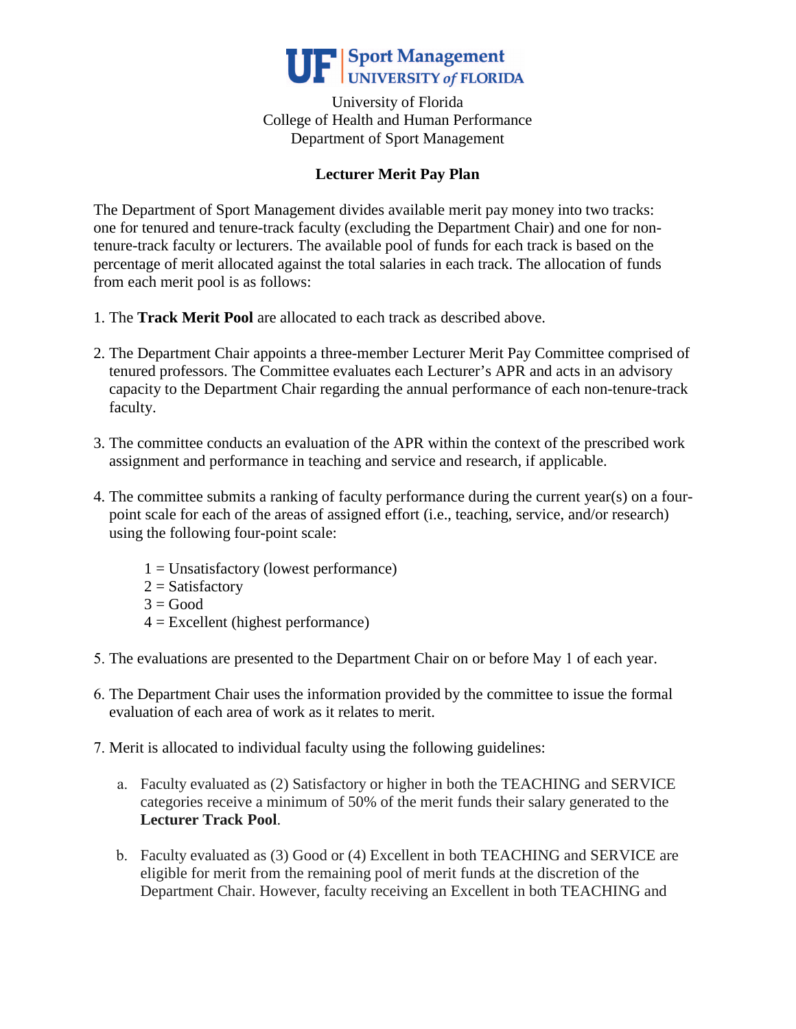UF | Sport Management
UNIVERSITY *of* FLORIDA

University of Florida
College of Health and Human Performance
Department of Sport Management

**Lecturer Merit Pay Plan**

The Department of Sport Management divides available merit pay money into two tracks: one for tenured and tenure-track faculty (excluding the Department Chair) and one for non-tenure-track faculty or lecturers. The available pool of funds for each track is based on the percentage of merit allocated against the total salaries in each track. The allocation of funds from each merit pool is as follows:

1. The **Track Merit Pool** are allocated to each track as described above.

2. The Department Chair appoints a three-member Lecturer Merit Pay Committee comprised of tenured professors. The Committee evaluates each Lecturer's APR and acts in an advisory capacity to the Department Chair regarding the annual performance of each non-tenure-track faculty.

3. The committee conducts an evaluation of the APR within the context of the prescribed work assignment and performance in teaching and service and research, if applicable.

4. The committee submits a ranking of faculty performance during the current year(s) on a four-point scale for each of the areas of assigned effort (i.e., teaching, service, and/or research) using the following four-point scale:

   1 = Unsatisfactory (lowest performance)
   2 = Satisfactory
   3 = Good
   4 = Excellent (highest performance)

5. The evaluations are presented to the Department Chair on or before May 1 of each year.

6. The Department Chair uses the information provided by the committee to issue the formal evaluation of each area of work as it relates to merit.

7. Merit is allocated to individual faculty using the following guidelines:

   a. Faculty evaluated as (2) Satisfactory or higher in both the TEACHING and SERVICE categories receive a minimum of 50% of the merit funds their salary generated to the **Lecturer Track Pool**.

   b. Faculty evaluated as (3) Good or (4) Excellent in both TEACHING and SERVICE are eligible for merit from the remaining pool of merit funds at the discretion of the Department Chair. However, faculty receiving an Excellent in both TEACHING and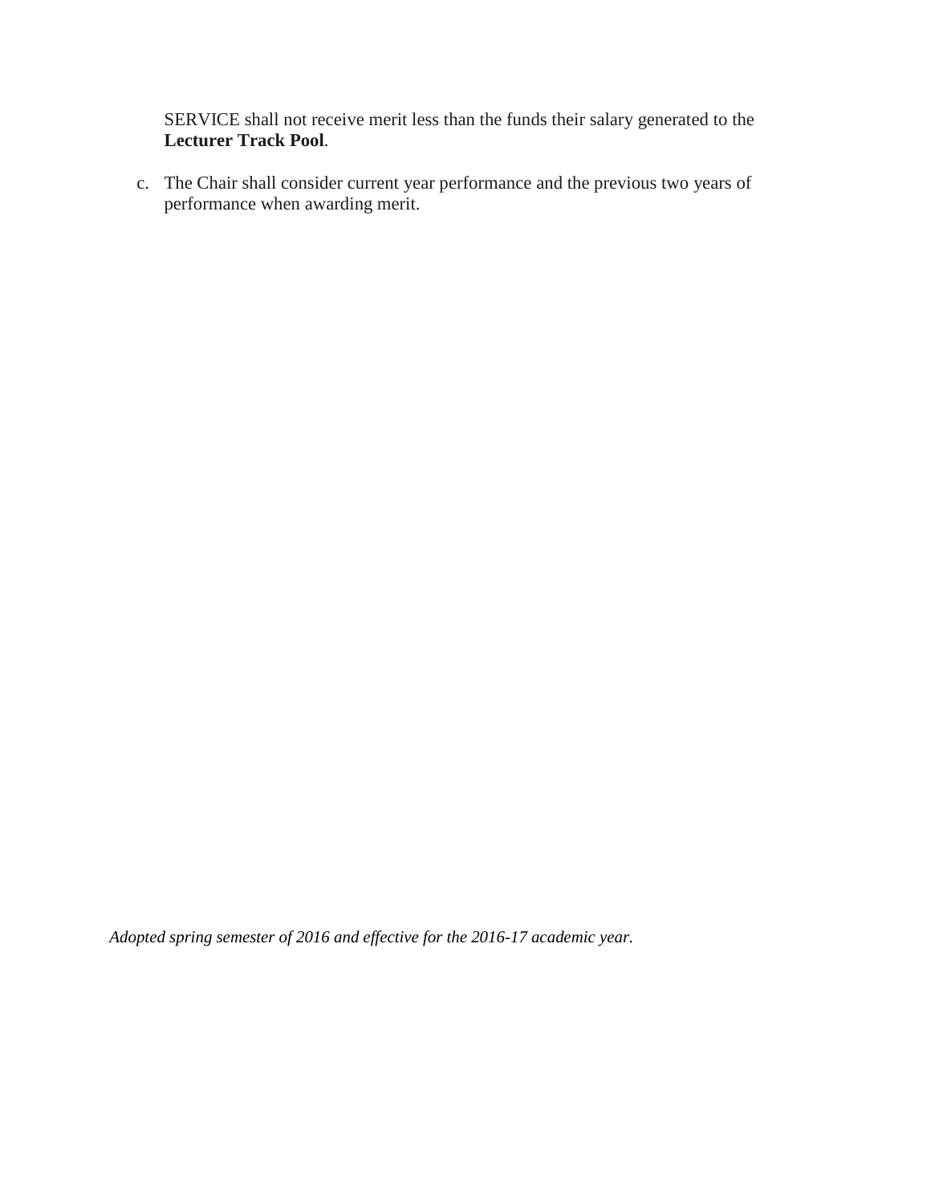SERVICE shall not receive merit less than the funds their salary generated to the **Lecturer Track Pool**.

c. The Chair shall consider current year performance and the previous two years of performance when awarding merit.

*Adopted spring semester of 2016 and effective for the 2016-17 academic year.*